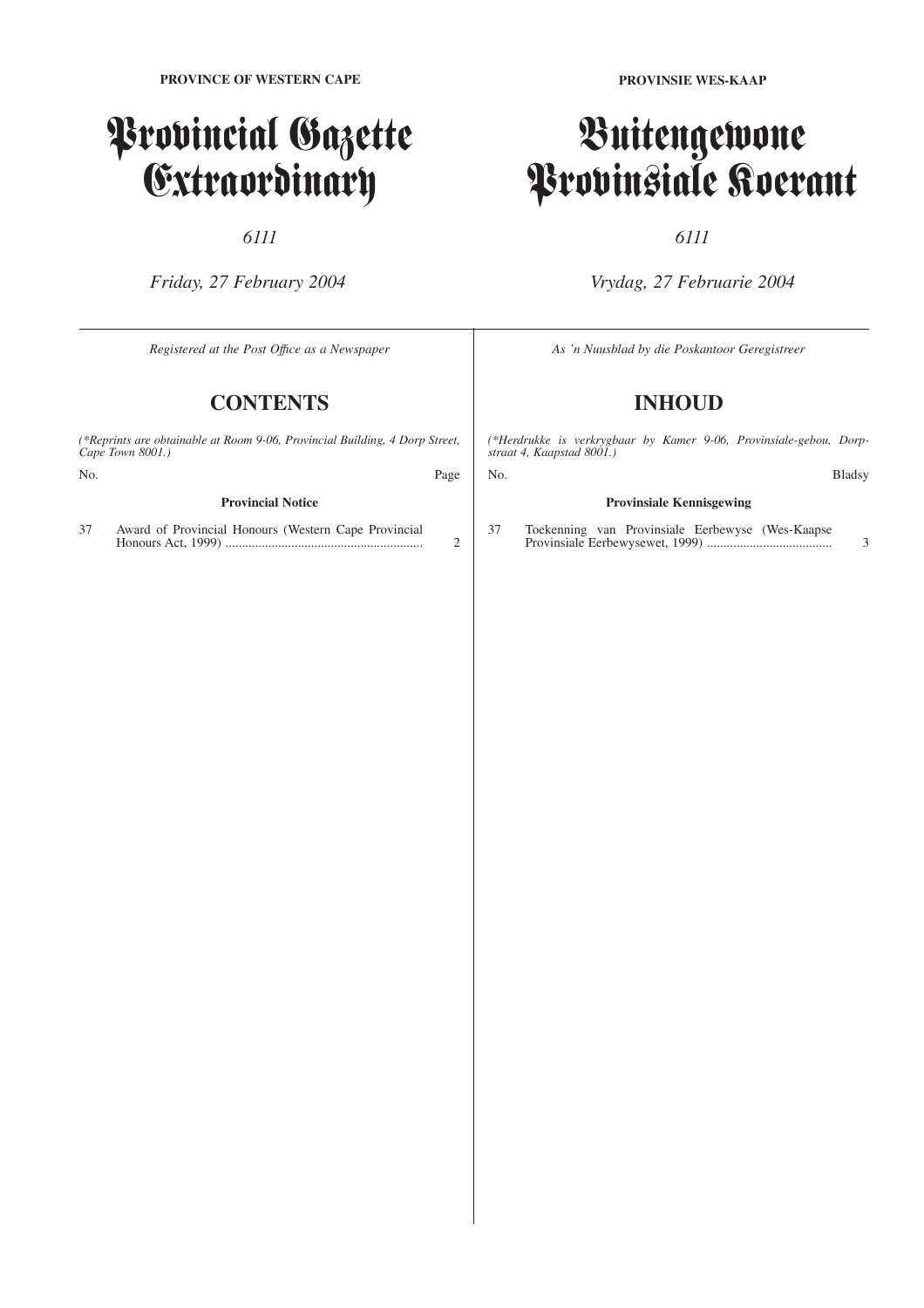**PROVINCE OF WESTERN CAPE**

# Provincial Gazette Extraordinary

*6111*

*Friday, 27 February 2004*

*Registered at the Post Office as a Newspaper*

## CONTENTS

*(\*Reprints are obtainable at Room 9-06, Provincial Building, 4 Dorp Street, Cape Town 8001.)*

| No. | | Page |
|---|---|---|
| | **Provincial Notice** | |
| 37 | Award of Provincial Honours (Western Cape Provincial Honours Act, 1999) ........................................................... | 2 |

**PROVINSIE WES-KAAP**

# Buitengewone Provinsiale Koerant

*6111*

*Vrydag, 27 Februarie 2004*

*As 'n Nuusblad by die Poskantoor Geregistreer*

## INHOUD

*(\*Herdrukke is verkrygbaar by Kamer 9-06, Provinsiale-gebou, Dorpstraat 4, Kaapstad 8001.)*

| No. | | Bladsy |
|---|---|---|
| | **Provinsiale Kennisgewing** | |
| 37 | Toekenning van Provinsiale Eerbewyse (Wes-Kaapse Provinsiale Eerbewysewet, 1999) ...................................... | 3 |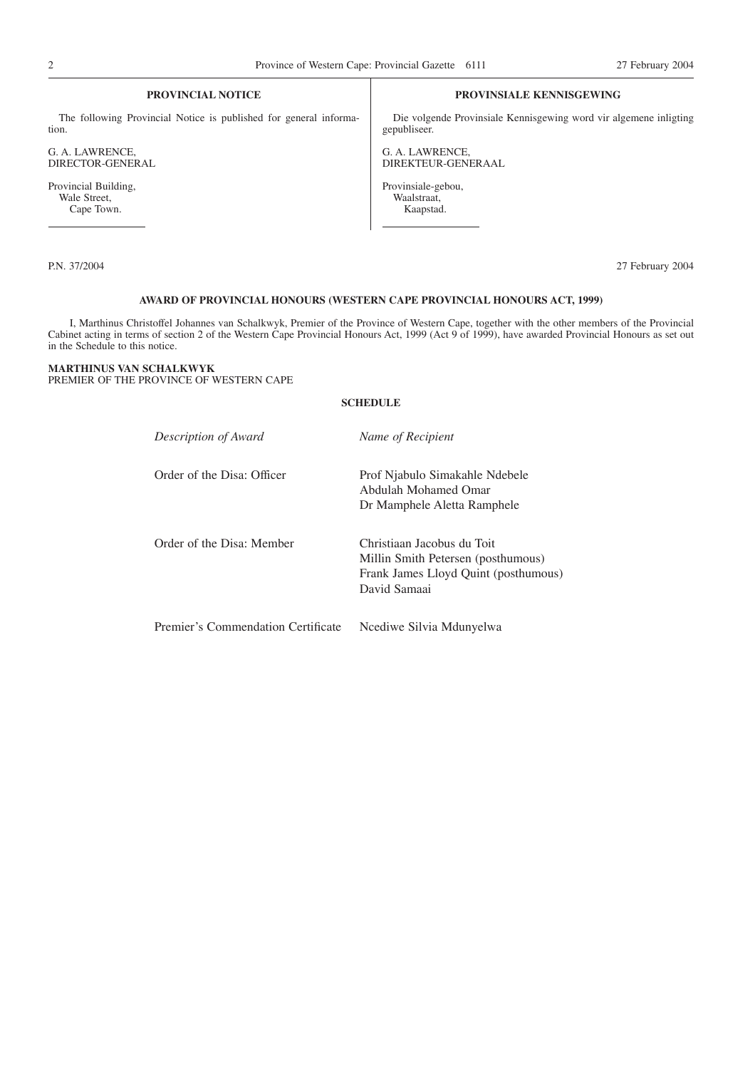**PROVINCIAL NOTICE**

The following Provincial Notice is published for general information.

G. A. LAWRENCE,
DIRECTOR-GENERAL

Provincial Building,
Wale Street,
Cape Town.

**PROVINSIALE KENNISGEWING**

Die volgende Provinsiale Kennisgewing word vir algemene inligting gepubliseer.

G. A. LAWRENCE,
DIREKTEUR-GENERAAL

Provinsiale-gebou,
Waalstraat,
Kaapstad.

P.N. 37/2004 27 February 2004

**AWARD OF PROVINCIAL HONOURS (WESTERN CAPE PROVINCIAL HONOURS ACT, 1999)**

I, Marthinus Christoffel Johannes van Schalkwyk, Premier of the Province of Western Cape, together with the other members of the Provincial Cabinet acting in terms of section 2 of the Western Cape Provincial Honours Act, 1999 (Act 9 of 1999), have awarded Provincial Honours as set out in the Schedule to this notice.

**MARTHINUS VAN SCHALKWYK**
PREMIER OF THE PROVINCE OF WESTERN CAPE

**SCHEDULE**

| *Description of Award* | *Name of Recipient* |
| --- | --- |
| Order of the Disa: Officer | Prof Njabulo Simakahle Ndebele |
| | Abdulah Mohamed Omar |
| | Dr Mamphele Aletta Ramphele |
| Order of the Disa: Member | Christiaan Jacobus du Toit |
| | Millin Smith Petersen (posthumous) |
| | Frank James Lloyd Quint (posthumous) |
| | David Samaai |
| Premier's Commendation Certificate | Ncediwe Silvia Mdunyelwa |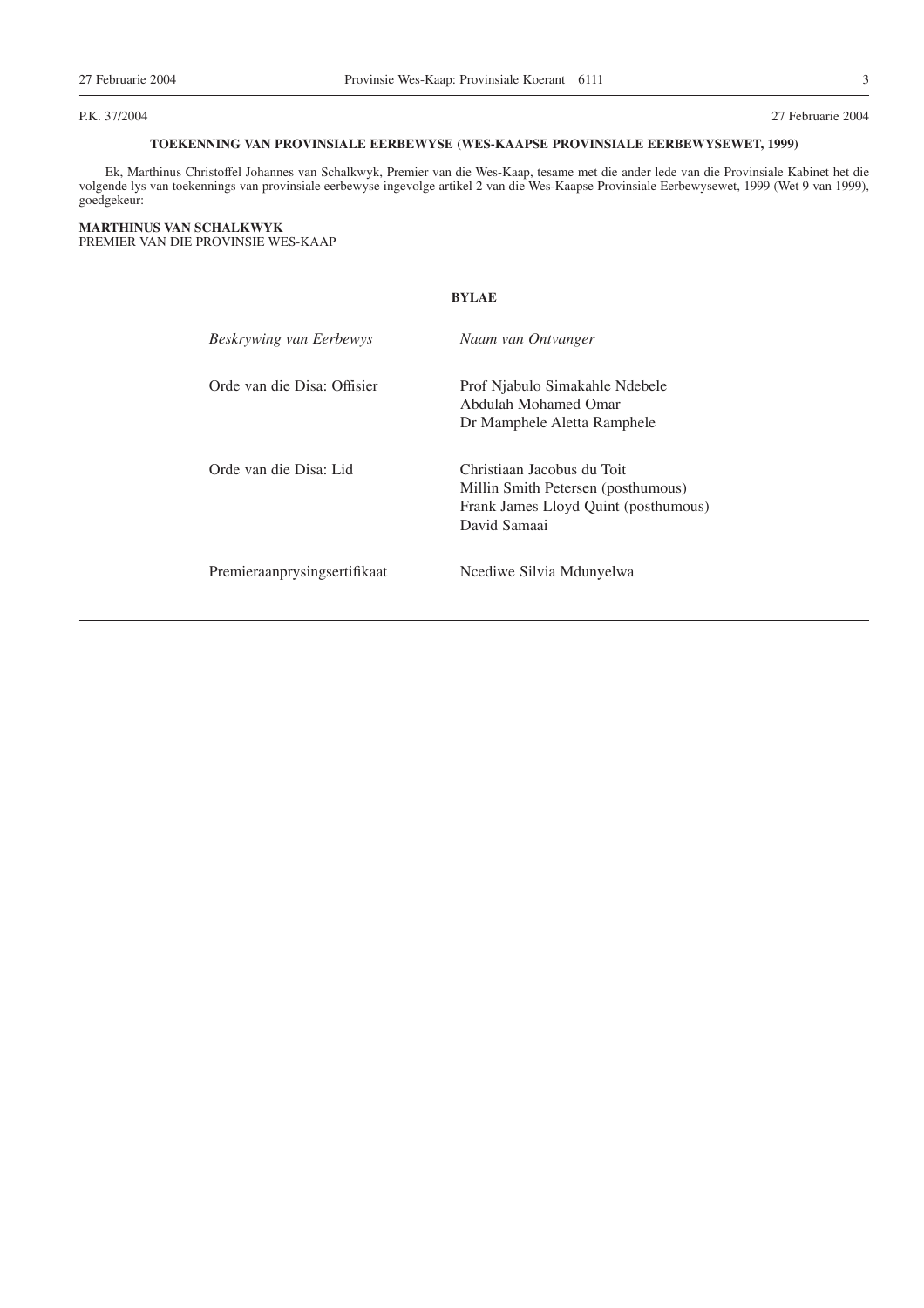P.K. 37/2004 27 Februarie 2004

### TOEKENNING VAN PROVINSIALE EERBEWYSE (WES-KAAPSE PROVINSIALE EERBEWYSEWET, 1999)

Ek, Marthinus Christoffel Johannes van Schalkwyk, Premier van die Wes-Kaap, tesame met die ander lede van die Provinsiale Kabinet het die volgende lys van toekennings van provinsiale eerbewyse ingevolge artikel 2 van die Wes-Kaapse Provinsiale Eerbewysewet, 1999 (Wet 9 van 1999), goedgekeur:

**MARTHINUS VAN SCHALKWYK**
PREMIER VAN DIE PROVINSIE WES-KAAP

**BYLAE**

| *Beskrywing van Eerbewys* | *Naam van Ontvanger* |
|---|---|
| Orde van die Disa: Offisier | Prof Njabulo Simakahle Ndebele<br>Abdulah Mohamed Omar<br>Dr Mamphele Aletta Ramphele |
| Orde van die Disa: Lid | Christiaan Jacobus du Toit<br>Millin Smith Petersen (posthumous)<br>Frank James Lloyd Quint (posthumous)<br>David Samaai |
| Premieraanprysingsertifikaat | Ncediwe Silvia Mdunyelwa |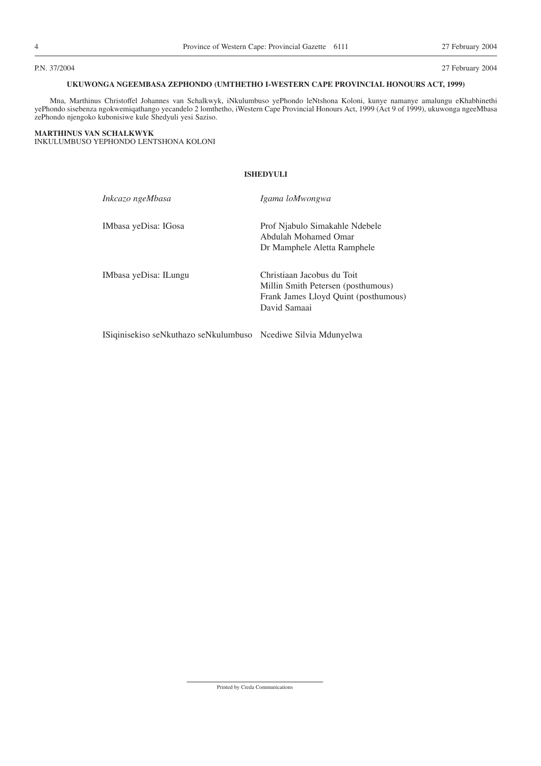P.N. 37/2004 27 February 2004

**UKUWONGA NGEEMBASA ZEPHONDO (UMTHETHO I-WESTERN CAPE PROVINCIAL HONOURS ACT, 1999)**

Mna, Marthinus Christoffel Johannes van Schalkwyk, iNkulumbuso yePhondo leNtshona Koloni, kunye namanye amalungu eKhabhinethi yePhondo sisebenza ngokwemiqathango yecandelo 2 lomthetho, iWestern Cape Provincial Honours Act, 1999 (Act 9 of 1999), ukuwonga ngeeMbasa zePhondo njengoko kubonisiwe kule Shedyuli yesi Saziso.

**MARTHINUS VAN SCHALKWYK**
INKULUMBUSO YEPHONDO LENTSHONA KOLONI

**ISHEDYULI**

| *Inkcazo ngeMbasa* | *Igama loMwongwa* |
|---|---|
| IMbasa yeDisa: IGosa | Prof Njabulo Simakahle Ndebele<br>Abdulah Mohamed Omar<br>Dr Mamphele Aletta Ramphele |
| IMbasa yeDisa: ILungu | Christiaan Jacobus du Toit<br>Millin Smith Petersen (posthumous)<br>Frank James Lloyd Quint (posthumous)<br>David Samaai |
| ISiqinisekiso seNkuthazo seNkulumbuso | Ncediwe Silvia Mdunyelwa |

Printed by Creda Communications